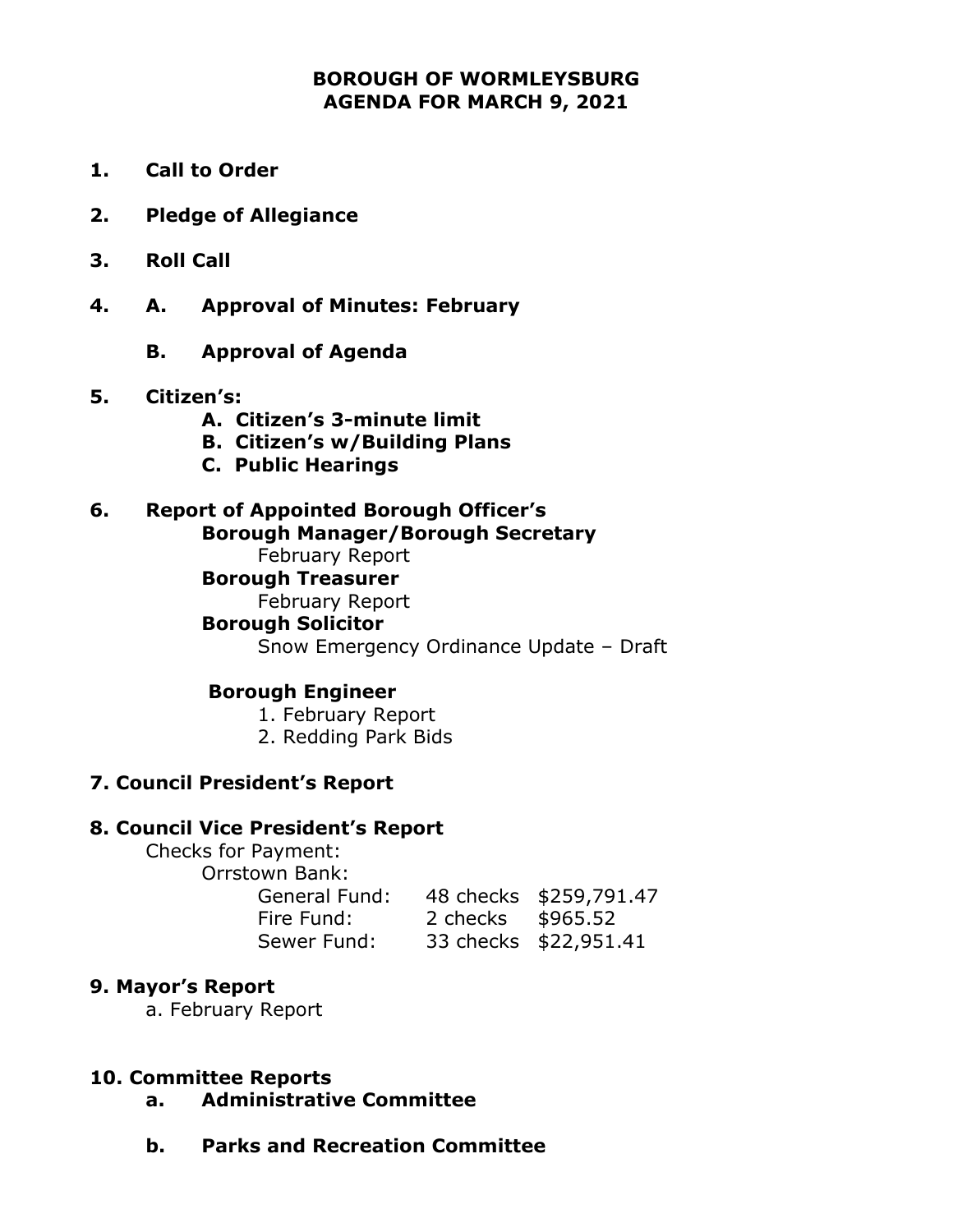# BOROUGH OF WORMLEYSBURG
## AGENDA FOR MARCH 9, 2021

**1. Call to Order**

**2. Pledge of Allegiance**

**3. Roll Call**

**4. A. Approval of Minutes: February**

**B. Approval of Agenda**

**5. Citizen's:**

**A. Citizen's 3-minute limit**
**B. Citizen's w/Building Plans**
**C. Public Hearings**

**6. Report of Appointed Borough Officer's**

**Borough Manager/Borough Secretary**
February Report

**Borough Treasurer**
February Report

**Borough Solicitor**
Snow Emergency Ordinance Update – Draft

**Borough Engineer**
1. February Report
2. Redding Park Bids

**7. Council President's Report**

**8. Council Vice President's Report**

Checks for Payment:
Orrstown Bank:

| | | |
|---|---|---|
| General Fund: | 48 checks | $259,791.47 |
| Fire Fund: | 2 checks | $965.52 |
| Sewer Fund: | 33 checks | $22,951.41 |

**9. Mayor's Report**

a. February Report

**10. Committee Reports**

**a. Administrative Committee**

**b. Parks and Recreation Committee**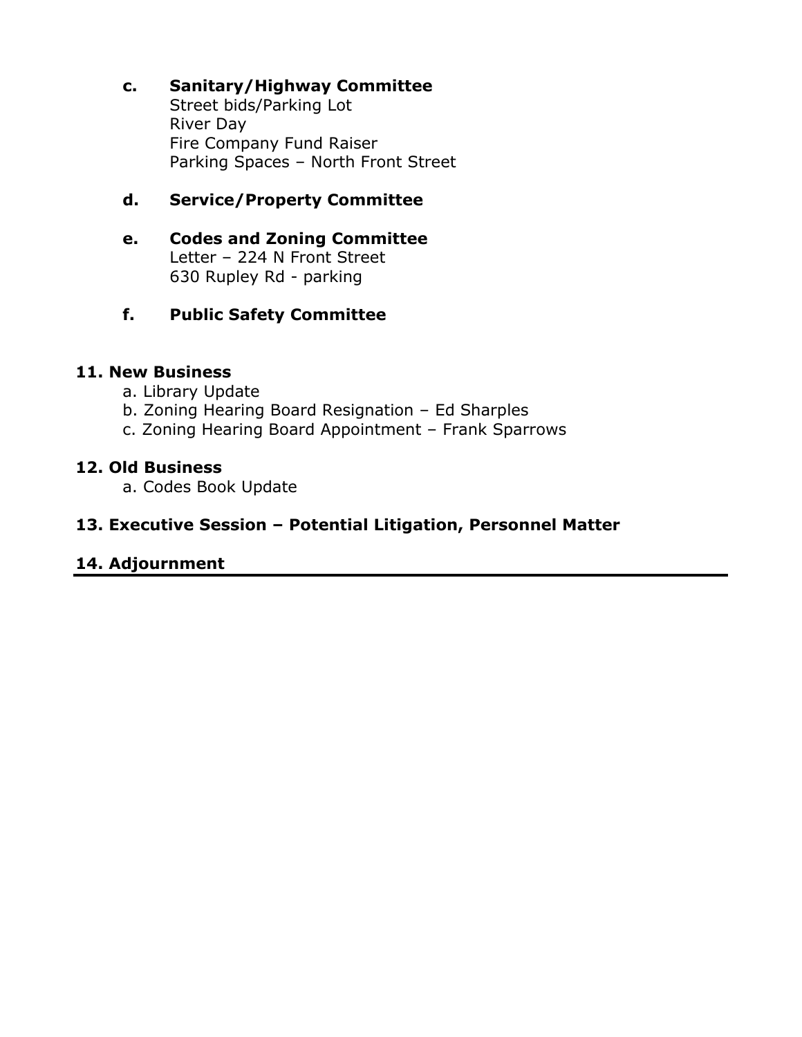**c. Sanitary/Highway Committee**
Street bids/Parking Lot
River Day
Fire Company Fund Raiser
Parking Spaces – North Front Street

**d. Service/Property Committee**

**e. Codes and Zoning Committee**
Letter – 224 N Front Street
630 Rupley Rd - parking

**f. Public Safety Committee**

**11. New Business**

a. Library Update
b. Zoning Hearing Board Resignation – Ed Sharples
c. Zoning Hearing Board Appointment – Frank Sparrows

**12. Old Business**

a. Codes Book Update

**13. Executive Session – Potential Litigation, Personnel Matter**

**14. Adjournment**